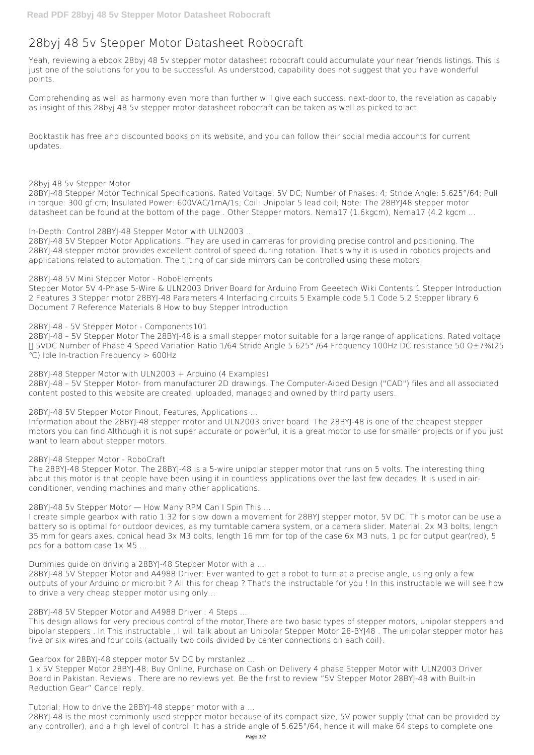# 28byj 48 5v Stepper Motor Datasheet Robocraft

Yeah, reviewing a ebook 28byj 48 5v stepper motor datasheet robocraft could accumulate your near friends listings. This is just one of the solutions for you to be successful. As understood, capability does not suggest that you have wonderful points.

Comprehending as well as harmony even more than further will give each success. next-door to, the revelation as capably as insight of this 28byj 48 5v stepper motor datasheet robocraft can be taken as well as picked to act.

Booktastik has free and discounted books on its website, and you can follow their social media accounts for current updates.

**28byj 48 5v Stepper Motor**

28BYJ-48 Stepper Motor Technical Specifications. Rated Voltage: 5V DC; Number of Phases: 4; Stride Angle: 5.625°/64; Pull in torque: 300 gf.cm; Insulated Power: 600VAC/1mA/1s; Coil: Unipolar 5 lead coil; Note: The 28BYJ48 stepper motor datasheet can be found at the bottom of the page . Other Stepper motors. Nema17 (1.6kgcm), Nema17 (4.2 kgcm ...

**In-Depth: Control 28BYJ-48 Stepper Motor with ULN2003 ...**

28BYJ-48 5V Stepper Motor Applications. They are used in cameras for providing precise control and positioning. The 28BYJ-48 stepper motor provides excellent control of speed during rotation. That's why it is used in robotics projects and applications related to automation. The tilting of car side mirrors can be controlled using these motors.

**28BYJ-48 5V Mini Stepper Motor - RoboElements**

Stepper Motor 5V 4-Phase 5-Wire & ULN2003 Driver Board for Arduino From Geeetech Wiki Contents 1 Stepper Introduction 2 Features 3 Stepper motor 28BYJ-48 Parameters 4 Interfacing circuits 5 Example code 5.1 Code 5.2 Stepper library 6 Document 7 Reference Materials 8 How to buy Stepper Introduction

**28BYJ-48 - 5V Stepper Motor - Components101**

28BYJ-48 – 5V Stepper Motor The 28BYJ-48 is a small stepper motor suitable for a large range of applications. Rated voltage ： 5VDC Number of Phase 4 Speed Variation Ratio 1/64 Stride Angle 5.625° /64 Frequency 100Hz DC resistance 50 Ω±7%(25 °C) Idle In-traction Frequency > 600Hz

**28BYJ-48 Stepper Motor with ULN2003 + Arduino (4 Examples)**

28BYJ-48 – 5V Stepper Motor- from manufacturer 2D drawings. The Computer-Aided Design ("CAD") files and all associated content posted to this website are created, uploaded, managed and owned by third party users.

**28BYJ-48 5V Stepper Motor Pinout, Features, Applications ...**

Information about the 28BYJ-48 stepper motor and ULN2003 driver board. The 28BYJ-48 is one of the cheapest stepper motors you can find.Although it is not super accurate or powerful, it is a great motor to use for smaller projects or if you just want to learn about stepper motors.

**28BYJ-48 Stepper Motor - RoboCraft**

The 28BYJ-48 Stepper Motor. The 28BYJ-48 is a 5-wire unipolar stepper motor that runs on 5 volts. The interesting thing about this motor is that people have been using it in countless applications over the last few decades. It is used in air-conditioner, vending machines and many other applications.

**28BYJ-48 5v Stepper Motor — How Many RPM Can I Spin This ...**

I create simple gearbox with ratio 1:32 for slow down a movement for 28BYJ stepper motor, 5V DC. This motor can be use a battery so is optimal for outdoor devices, as my turntable camera system, or a camera slider. Material: 2x M3 bolts, length 35 mm for gears axes, conical head 3x M3 bolts, length 16 mm for top of the case 6x M3 nuts, 1 pc for output gear(red), 5 pcs for a bottom case 1x M5 ...

**Dummies guide on driving a 28BYJ-48 Stepper Motor with a ...**

28BYJ-48 5V Stepper Motor and A4988 Driver: Ever wanted to get a robot to turn at a precise angle, using only a few outputs of your Arduino or micro:bit ? All this for cheap ? That's the instructable for you ! In this instructable we will see how to drive a very cheap stepper motor using only...

**28BYJ-48 5V Stepper Motor and A4988 Driver : 4 Steps ...**

This design allows for very precious control of the motor,There are two basic types of stepper motors, unipolar steppers and bipolar steppers . In This instructable , I will talk about an Unipolar Stepper Motor 28-BYJ48 . The unipolar stepper motor has five or six wires and four coils (actually two coils divided by center connections on each coil).

**Gearbox for 28BYJ-48 stepper motor 5V DC by mrstanlez ...**

1 x 5V Stepper Motor 28BYJ-48; Buy Online, Purchase on Cash on Delivery 4 phase Stepper Motor with ULN2003 Driver Board in Pakistan. Reviews . There are no reviews yet. Be the first to review "5V Stepper Motor 28BYJ-48 with Built-in Reduction Gear" Cancel reply.

**Tutorial: How to drive the 28BYJ-48 stepper motor with a ...**

28BYJ-48 is the most commonly used stepper motor because of its compact size, 5V power supply (that can be provided by any controller), and a high level of control. It has a stride angle of 5.625°/64, hence it will make 64 steps to complete one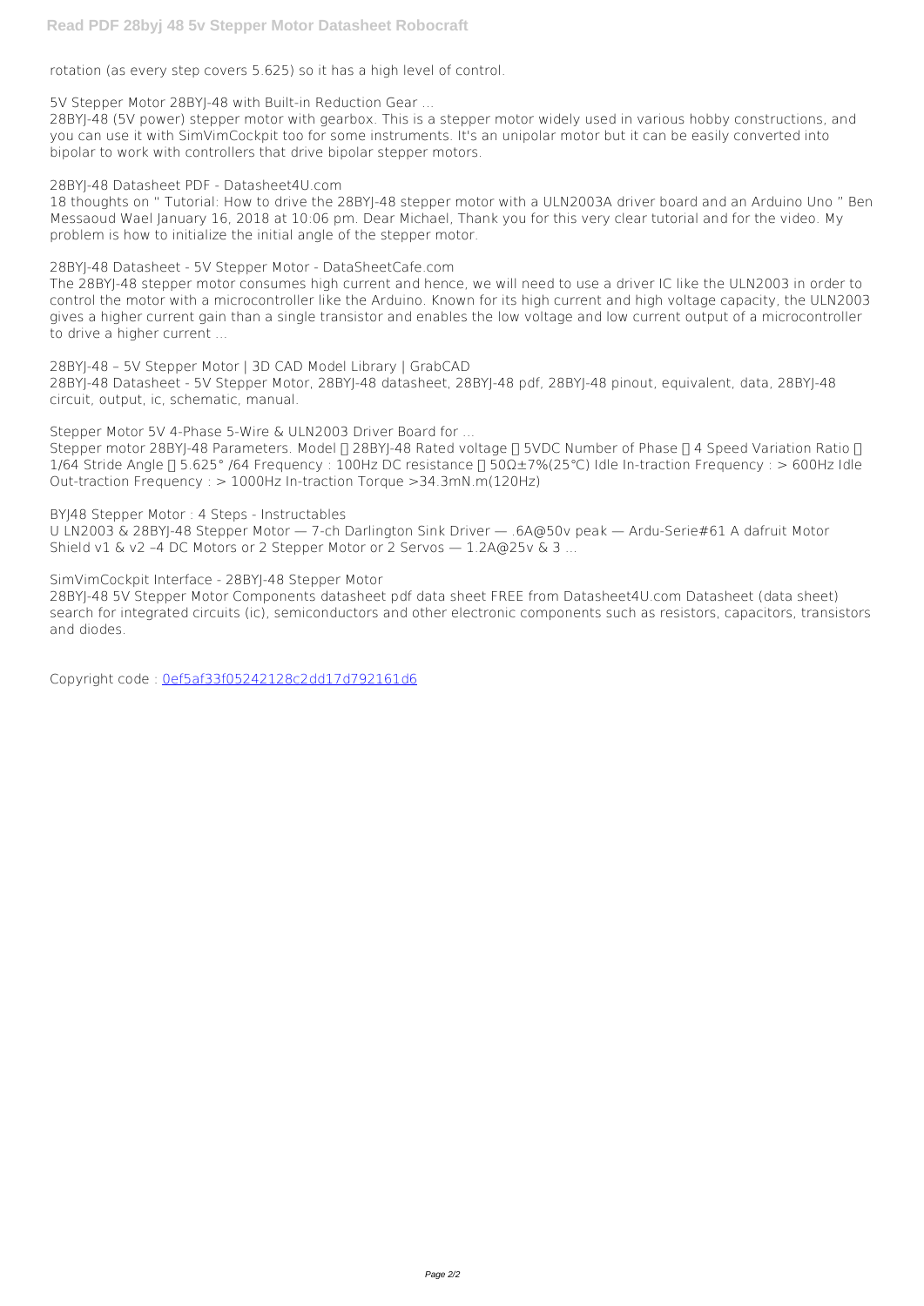rotation (as every step covers 5.625) so it has a high level of control.

5V Stepper Motor 28BYJ-48 with Built-in Reduction Gear ...

28BYJ-48 (5V power) stepper motor with gearbox. This is a stepper motor widely used in various hobby constructions, and you can use it with SimVimCockpit too for some instruments. It's an unipolar motor but it can be easily converted into bipolar to work with controllers that drive bipolar stepper motors.

28BYJ-48 Datasheet PDF - Datasheet4U.com

18 thoughts on " Tutorial: How to drive the 28BYJ-48 stepper motor with a ULN2003A driver board and an Arduino Uno " Ben Messaoud Wael January 16, 2018 at 10:06 pm. Dear Michael, Thank you for this very clear tutorial and for the video. My problem is how to initialize the initial angle of the stepper motor.

28BYJ-48 Datasheet - 5V Stepper Motor - DataSheetCafe.com

The 28BYJ-48 stepper motor consumes high current and hence, we will need to use a driver IC like the ULN2003 in order to control the motor with a microcontroller like the Arduino. Known for its high current and high voltage capacity, the ULN2003 gives a higher current gain than a single transistor and enables the low voltage and low current output of a microcontroller to drive a higher current ...

28BYJ-48 – 5V Stepper Motor | 3D CAD Model Library | GrabCAD

28BYJ-48 Datasheet - 5V Stepper Motor, 28BYJ-48 datasheet, 28BYJ-48 pdf, 28BYJ-48 pinout, equivalent, data, 28BYJ-48 circuit, output, ic, schematic, manual.

Stepper Motor 5V 4-Phase 5-Wire & ULN2003 Driver Board for ...

Stepper motor 28BYJ-48 Parameters. Model ： 28BYJ-48 Rated voltage ： 5VDC Number of Phase ： 4 Speed Variation Ratio ： 1/64 Stride Angle ： 5.625° /64 Frequency : 100Hz DC resistance ： 50Ω±7%(25℃) Idle In-traction Frequency : > 600Hz Idle Out-traction Frequency : > 1000Hz In-traction Torque >34.3mN.m(120Hz)

BYJ48 Stepper Motor : 4 Steps - Instructables

U LN2003 & 28BYJ-48 Stepper Motor — 7-ch Darlington Sink Driver — .6A@50v peak — Ardu-Serie#61 A dafruit Motor Shield v1 & v2 –4 DC Motors or 2 Stepper Motor or 2 Servos — 1.2A@25v & 3 ...

SimVimCockpit Interface - 28BYJ-48 Stepper Motor

28BYJ-48 5V Stepper Motor Components datasheet pdf data sheet FREE from Datasheet4U.com Datasheet (data sheet) search for integrated circuits (ic), semiconductors and other electronic components such as resistors, capacitors, transistors and diodes.

Copyright code : 0ef5af33f05242128c2dd17d792161d6